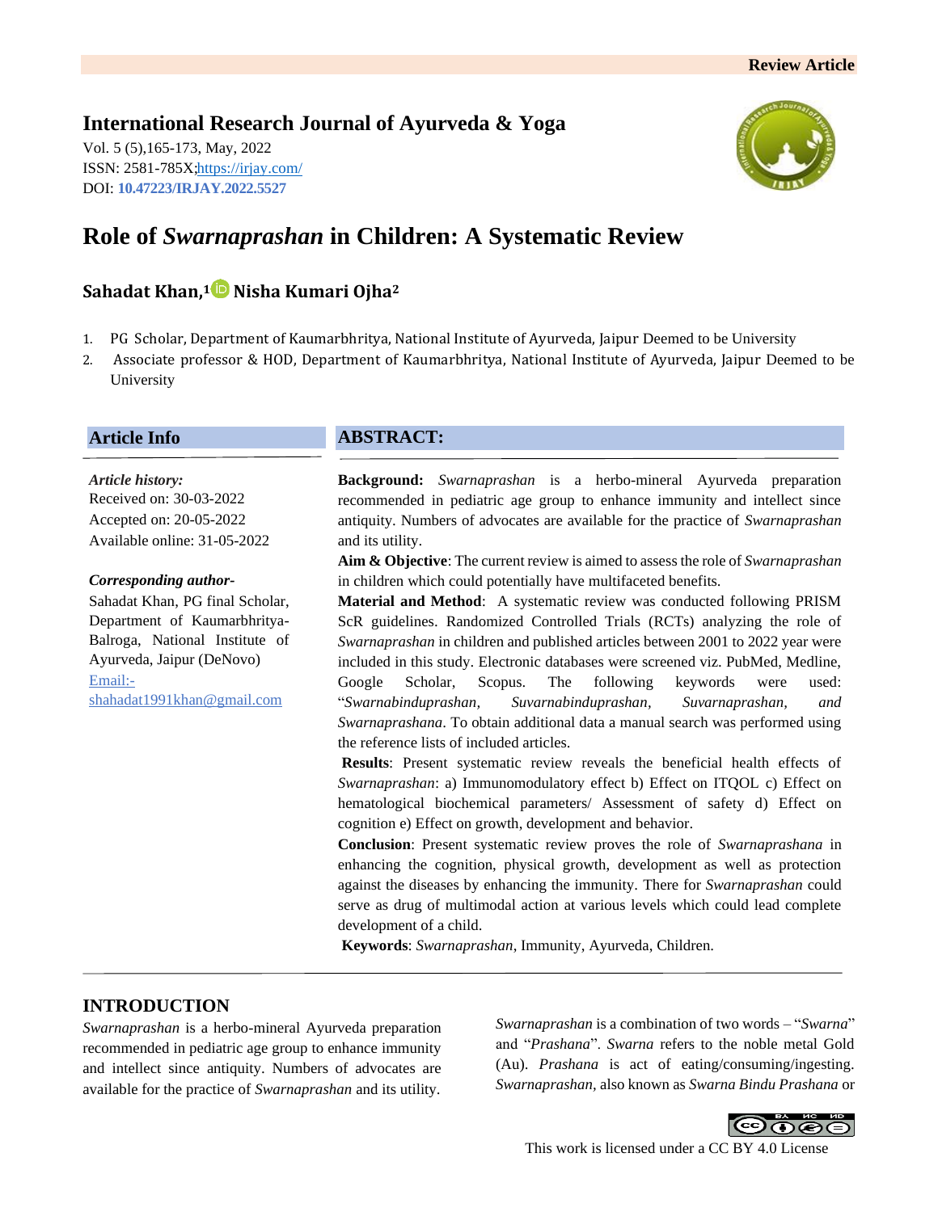Review Article

**International Research Journal of Ayurveda & Yoga**

Vol. 5 (5),165-173, May, 2022
ISSN: 2581-785X;https://irjay.com/
DOI: **10.47223/IRJAY.2022.5527**

# Role of *Swarnaprashan* in Children: A Systematic Review

**Sahadat Khan,[1] Nisha Kumari Ojha[2]**

1. PG Scholar, Department of Kaumarbhritya, National Institute of Ayurveda, Jaipur Deemed to be University
2. Associate professor & HOD, Department of Kaumarbhritya, National Institute of Ayurveda, Jaipur Deemed to be University

## Article Info

***Article history:***
Received on: 30-03-2022
Accepted on: 20-05-2022
Available online: 31-05-2022

***Corresponding author-***
Sahadat Khan, PG final Scholar, Department of Kaumarbhritya-Balroga, National Institute of Ayurveda, Jaipur (DeNovo)
Email:-shahadat1991khan@gmail.com

## ABSTRACT:

**Background:** *Swarnaprashan* is a herbo-mineral Ayurveda preparation recommended in pediatric age group to enhance immunity and intellect since antiquity. Numbers of advocates are available for the practice of *Swarnaprashan* and its utility.

**Aim & Objective**: The current review is aimed to assess the role of *Swarnaprashan* in children which could potentially have multifaceted benefits.

**Material and Method**: A systematic review was conducted following PRISM ScR guidelines. Randomized Controlled Trials (RCTs) analyzing the role of *Swarnaprashan* in children and published articles between 2001 to 2022 year were included in this study. Electronic databases were screened viz. PubMed, Medline, Google Scholar, Scopus. The following keywords were used: "*Swarnabinduprashan, Suvarnabinduprashan, Suvarnaprashan, and Swarnaprashana*. To obtain additional data a manual search was performed using the reference lists of included articles.

**Results**: Present systematic review reveals the beneficial health effects of *Swarnaprashan*: a) Immunomodulatory effect b) Effect on ITQOL c) Effect on hematological biochemical parameters/ Assessment of safety d) Effect on cognition e) Effect on growth, development and behavior.

**Conclusion**: Present systematic review proves the role of *Swarnaprashana* in enhancing the cognition, physical growth, development as well as protection against the diseases by enhancing the immunity. There for *Swarnaprashan* could serve as drug of multimodal action at various levels which could lead complete development of a child.

**Keywords**: *Swarnaprashan*, Immunity, Ayurveda, Children.

## INTRODUCTION

*Swarnaprashan* is a herbo-mineral Ayurveda preparation recommended in pediatric age group to enhance immunity and intellect since antiquity. Numbers of advocates are available for the practice of *Swarnaprashan* and its utility.

*Swarnaprashan* is a combination of two words – "*Swarna*" and "*Prashana*". *Swarna* refers to the noble metal Gold (Au). *Prashana* is act of eating/consuming/ingesting. *Swarnaprashan*, also known as *Swarna Bindu Prashana* or

This work is licensed under a CC BY 4.0 License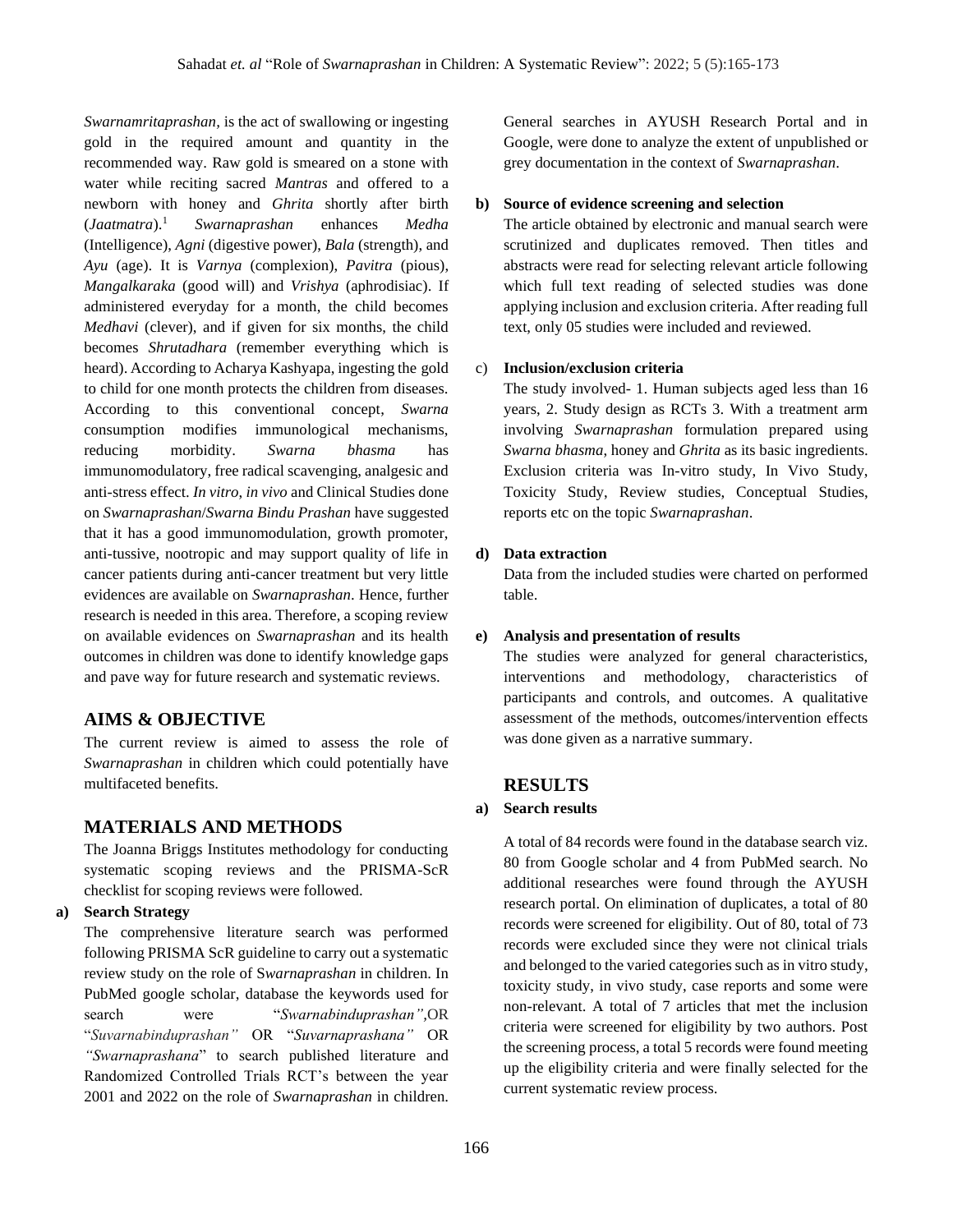*Swarnamritaprashan*, is the act of swallowing or ingesting gold in the required amount and quantity in the recommended way. Raw gold is smeared on a stone with water while reciting sacred *Mantras* and offered to a newborn with honey and *Ghrita* shortly after birth (*Jaatmatra*).[1] *Swarnaprashan* enhances *Medha* (Intelligence), *Agni* (digestive power), *Bala* (strength), and *Ayu* (age). It is *Varnya* (complexion), *Pavitra* (pious), *Mangalkaraka* (good will) and *Vrishya* (aphrodisiac). If administered everyday for a month, the child becomes *Medhavi* (clever), and if given for six months, the child becomes *Shrutadhara* (remember everything which is heard). According to Acharya Kashyapa, ingesting the gold to child for one month protects the children from diseases. According to this conventional concept, *Swarna* consumption modifies immunological mechanisms, reducing morbidity. *Swarna bhasma* has immunomodulatory, free radical scavenging, analgesic and anti-stress effect. *In vitro*, *in vivo* and Clinical Studies done on *Swarnaprashan*/*Swarna Bindu Prashan* have suggested that it has a good immunomodulation, growth promoter, anti-tussive, nootropic and may support quality of life in cancer patients during anti-cancer treatment but very little evidences are available on *Swarnaprashan*. Hence, further research is needed in this area. Therefore, a scoping review on available evidences on *Swarnaprashan* and its health outcomes in children was done to identify knowledge gaps and pave way for future research and systematic reviews.

## AIMS & OBJECTIVE

The current review is aimed to assess the role of *Swarnaprashan* in children which could potentially have multifaceted benefits.

## MATERIALS AND METHODS

The Joanna Briggs Institutes methodology for conducting systematic scoping reviews and the PRISMA-ScR checklist for scoping reviews were followed.

**a) Search Strategy**

The comprehensive literature search was performed following PRISMA ScR guideline to carry out a systematic review study on the role of S*warnaprashan* in children. In PubMed google scholar, database the keywords used for search were "*Swarnabinduprashan",*OR "*Suvarnabinduprashan"* OR "*Suvarnaprashana"* OR *"Swarnaprashana*" to search published literature and Randomized Controlled Trials RCT's between the year 2001 and 2022 on the role of *Swarnaprashan* in children. General searches in AYUSH Research Portal and in Google, were done to analyze the extent of unpublished or grey documentation in the context of *Swarnaprashan*.

**b) Source of evidence screening and selection**

The article obtained by electronic and manual search were scrutinized and duplicates removed. Then titles and abstracts were read for selecting relevant article following which full text reading of selected studies was done applying inclusion and exclusion criteria. After reading full text, only 05 studies were included and reviewed.

c) **Inclusion/exclusion criteria**

The study involved- 1. Human subjects aged less than 16 years, 2. Study design as RCTs 3. With a treatment arm involving *Swarnaprashan* formulation prepared using *Swarna bhasma*, honey and *Ghrita* as its basic ingredients. Exclusion criteria was In-vitro study, In Vivo Study, Toxicity Study, Review studies, Conceptual Studies, reports etc on the topic *Swarnaprashan*.

**d) Data extraction**

Data from the included studies were charted on performed table.

**e) Analysis and presentation of results**

The studies were analyzed for general characteristics, interventions and methodology, characteristics of participants and controls, and outcomes. A qualitative assessment of the methods, outcomes/intervention effects was done given as a narrative summary.

## RESULTS

**a) Search results**

A total of 84 records were found in the database search viz. 80 from Google scholar and 4 from PubMed search. No additional researches were found through the AYUSH research portal. On elimination of duplicates, a total of 80 records were screened for eligibility. Out of 80, total of 73 records were excluded since they were not clinical trials and belonged to the varied categories such as in vitro study, toxicity study, in vivo study, case reports and some were non-relevant. A total of 7 articles that met the inclusion criteria were screened for eligibility by two authors. Post the screening process, a total 5 records were found meeting up the eligibility criteria and were finally selected for the current systematic review process.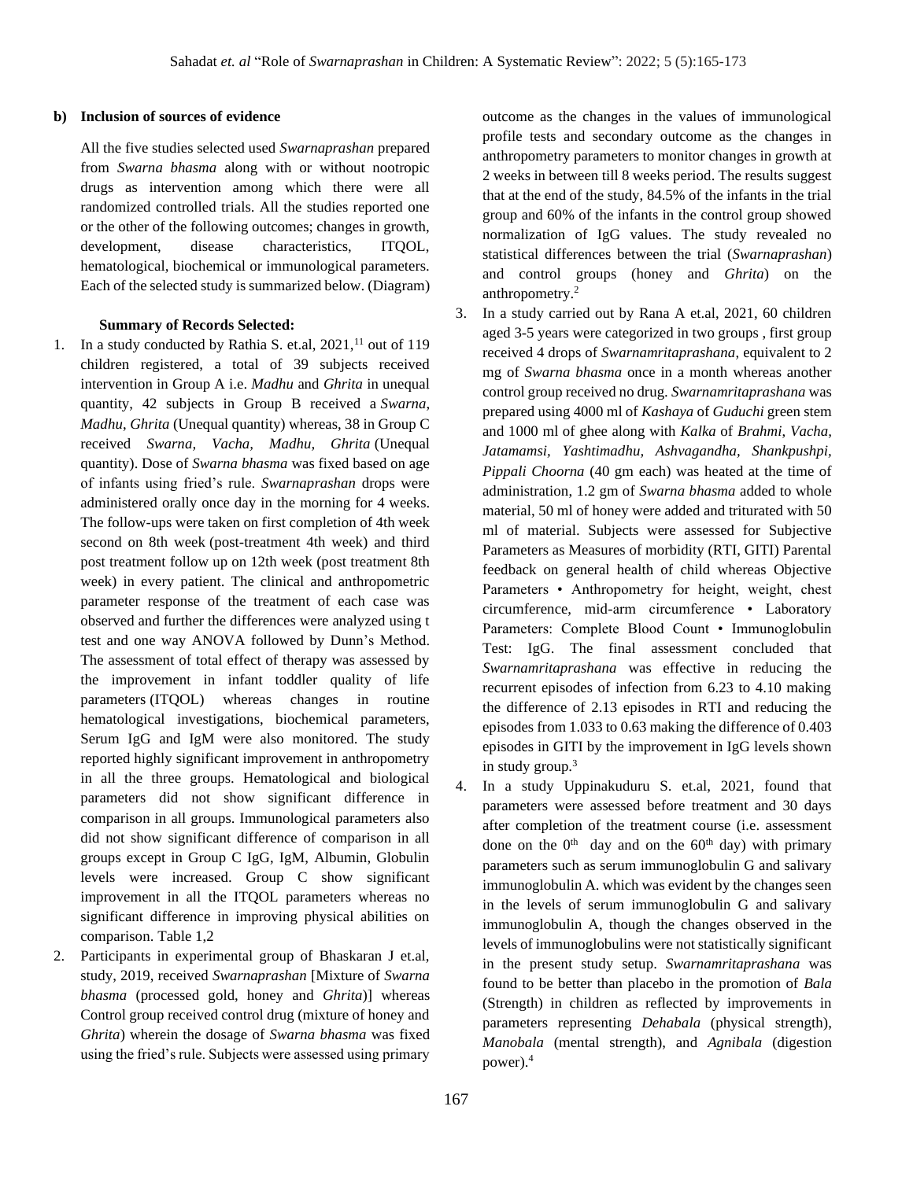**b) Inclusion of sources of evidence**

All the five studies selected used *Swarnaprashan* prepared from *Swarna bhasma* along with or without nootropic drugs as intervention among which there were all randomized controlled trials. All the studies reported one or the other of the following outcomes; changes in growth, development, disease characteristics, ITQOL, hematological, biochemical or immunological parameters. Each of the selected study is summarized below. (Diagram)

**Summary of Records Selected:**

1. In a study conducted by Rathia S. et.al, 2021,[11] out of 119 children registered, a total of 39 subjects received intervention in Group A i.e. *Madhu* and *Ghrita* in unequal quantity, 42 subjects in Group B received a *Swarna*, *Madhu*, *Ghrita* (Unequal quantity) whereas, 38 in Group C received *Swarna, Vacha, Madhu, Ghrita* (Unequal quantity). Dose of *Swarna bhasma* was fixed based on age of infants using fried's rule. *Swarnaprashan* drops were administered orally once day in the morning for 4 weeks. The follow-ups were taken on first completion of 4th week second on 8th week (post-treatment 4th week) and third post treatment follow up on 12th week (post treatment 8th week) in every patient. The clinical and anthropometric parameter response of the treatment of each case was observed and further the differences were analyzed using t test and one way ANOVA followed by Dunn's Method. The assessment of total effect of therapy was assessed by the improvement in infant toddler quality of life parameters (ITQOL) whereas changes in routine hematological investigations, biochemical parameters, Serum IgG and IgM were also monitored. The study reported highly significant improvement in anthropometry in all the three groups. Hematological and biological parameters did not show significant difference in comparison in all groups. Immunological parameters also did not show significant difference of comparison in all groups except in Group C IgG, IgM, Albumin, Globulin levels were increased. Group C show significant improvement in all the ITQOL parameters whereas no significant difference in improving physical abilities on comparison. Table 1,2
2. Participants in experimental group of Bhaskaran J et.al, study, 2019, received *Swarnaprashan* [Mixture of *Swarna bhasma* (processed gold, honey and *Ghrita*)] whereas Control group received control drug (mixture of honey and *Ghrita*) wherein the dosage of *Swarna bhasma* was fixed using the fried's rule. Subjects were assessed using primary outcome as the changes in the values of immunological profile tests and secondary outcome as the changes in anthropometry parameters to monitor changes in growth at 2 weeks in between till 8 weeks period. The results suggest that at the end of the study, 84.5% of the infants in the trial group and 60% of the infants in the control group showed normalization of IgG values. The study revealed no statistical differences between the trial (*Swarnaprashan*) and control groups (honey and *Ghrita*) on the anthropometry.[2]
3. In a study carried out by Rana A et.al, 2021, 60 children aged 3-5 years were categorized in two groups , first group received 4 drops of *Swarnamritaprashana*, equivalent to 2 mg of *Swarna bhasma* once in a month whereas another control group received no drug. *Swarnamritaprashana* was prepared using 4000 ml of *Kashaya* of *Guduchi* green stem and 1000 ml of ghee along with *Kalka* of *Brahmi, Vacha, Jatamamsi, Yashtimadhu, Ashvagandha, Shankpushpi, Pippali Choorna* (40 gm each) was heated at the time of administration, 1.2 gm of *Swarna bhasma* added to whole material, 50 ml of honey were added and triturated with 50 ml of material. Subjects were assessed for Subjective Parameters as Measures of morbidity (RTI, GITI) Parental feedback on general health of child whereas Objective Parameters • Anthropometry for height, weight, chest circumference, mid-arm circumference • Laboratory Parameters: Complete Blood Count • Immunoglobulin Test: IgG. The final assessment concluded that *Swarnamritaprashana* was effective in reducing the recurrent episodes of infection from 6.23 to 4.10 making the difference of 2.13 episodes in RTI and reducing the episodes from 1.033 to 0.63 making the difference of 0.403 episodes in GITI by the improvement in IgG levels shown in study group.[3]
4. In a study Uppinakuduru S. et.al, 2021, found that parameters were assessed before treatment and 30 days after completion of the treatment course (i.e. assessment done on the 0th day and on the 60th day) with primary parameters such as serum immunoglobulin G and salivary immunoglobulin A. which was evident by the changes seen in the levels of serum immunoglobulin G and salivary immunoglobulin A, though the changes observed in the levels of immunoglobulins were not statistically significant in the present study setup. *Swarnamritaprashana* was found to be better than placebo in the promotion of *Bala* (Strength) in children as reflected by improvements in parameters representing *Dehabala* (physical strength), *Manobala* (mental strength), and *Agnibala* (digestion power).[4]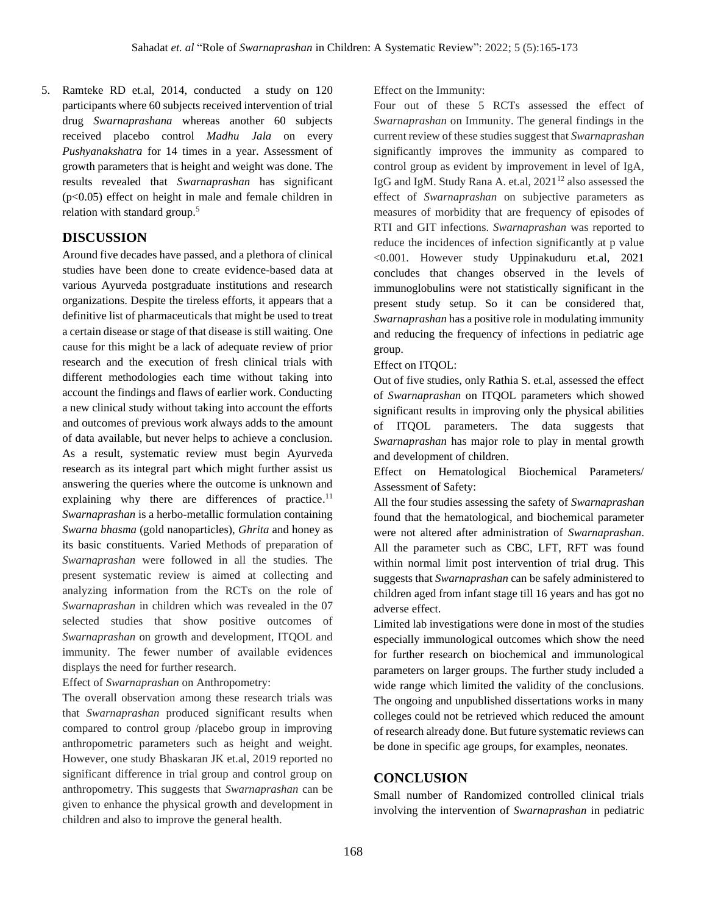5. Ramteke RD et.al, 2014, conducted a study on 120 participants where 60 subjects received intervention of trial drug *Swarnaprashana* whereas another 60 subjects received placebo control *Madhu Jala* on every *Pushyanakshatra* for 14 times in a year. Assessment of growth parameters that is height and weight was done. The results revealed that *Swarnaprashan* has significant ($p<0.05$) effect on height in male and female children in relation with standard group.[5]

## DISCUSSION

Around five decades have passed, and a plethora of clinical studies have been done to create evidence-based data at various Ayurveda postgraduate institutions and research organizations. Despite the tireless efforts, it appears that a definitive list of pharmaceuticals that might be used to treat a certain disease or stage of that disease is still waiting. One cause for this might be a lack of adequate review of prior research and the execution of fresh clinical trials with different methodologies each time without taking into account the findings and flaws of earlier work. Conducting a new clinical study without taking into account the efforts and outcomes of previous work always adds to the amount of data available, but never helps to achieve a conclusion. As a result, systematic review must begin Ayurveda research as its integral part which might further assist us answering the queries where the outcome is unknown and explaining why there are differences of practice.[11] *Swarnaprashan* is a herbo-metallic formulation containing *Swarna bhasma* (gold nanoparticles), *Ghrita* and honey as its basic constituents. Varied Methods of preparation of *Swarnaprashan* were followed in all the studies. The present systematic review is aimed at collecting and analyzing information from the RCTs on the role of *Swarnaprashan* in children which was revealed in the 07 selected studies that show positive outcomes of *Swarnaprashan* on growth and development, ITQOL and immunity. The fewer number of available evidences displays the need for further research.

Effect of *Swarnaprashan* on Anthropometry:

The overall observation among these research trials was that *Swarnaprashan* produced significant results when compared to control group /placebo group in improving anthropometric parameters such as height and weight. However, one study Bhaskaran JK et.al, 2019 reported no significant difference in trial group and control group on anthropometry. This suggests that *Swarnaprashan* can be given to enhance the physical growth and development in children and also to improve the general health.

Effect on the Immunity:

Four out of these 5 RCTs assessed the effect of *Swarnaprashan* on Immunity. The general findings in the current review of these studies suggest that *Swarnaprashan* significantly improves the immunity as compared to control group as evident by improvement in level of IgA, IgG and IgM. Study Rana A. et.al, 2021[12] also assessed the effect of *Swarnaprashan* on subjective parameters as measures of morbidity that are frequency of episodes of RTI and GIT infections. *Swarnaprashan* was reported to reduce the incidences of infection significantly at p value $<0.001$. However study Uppinakuduru et.al, 2021 concludes that changes observed in the levels of immunoglobulins were not statistically significant in the present study setup. So it can be considered that, *Swarnaprashan* has a positive role in modulating immunity and reducing the frequency of infections in pediatric age group.

Effect on ITQOL:

Out of five studies, only Rathia S. et.al, assessed the effect of *Swarnaprashan* on ITQOL parameters which showed significant results in improving only the physical abilities of ITQOL parameters. The data suggests that *Swarnaprashan* has major role to play in mental growth and development of children.

Effect on Hematological Biochemical Parameters/ Assessment of Safety:

All the four studies assessing the safety of *Swarnaprashan* found that the hematological, and biochemical parameter were not altered after administration of *Swarnaprashan*. All the parameter such as CBC, LFT, RFT was found within normal limit post intervention of trial drug. This suggests that *Swarnaprashan* can be safely administered to children aged from infant stage till 16 years and has got no adverse effect.

Limited lab investigations were done in most of the studies especially immunological outcomes which show the need for further research on biochemical and immunological parameters on larger groups. The further study included a wide range which limited the validity of the conclusions. The ongoing and unpublished dissertations works in many colleges could not be retrieved which reduced the amount of research already done. But future systematic reviews can be done in specific age groups, for examples, neonates.

## CONCLUSION

Small number of Randomized controlled clinical trials involving the intervention of *Swarnaprashan* in pediatric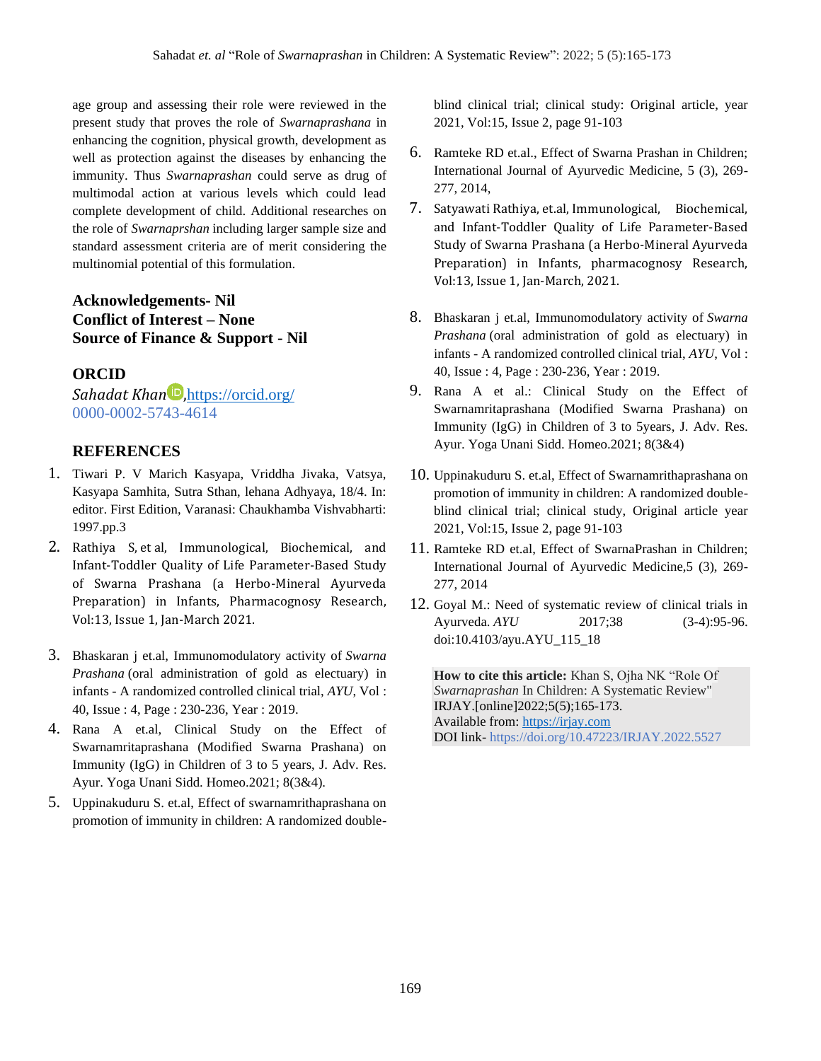age group and assessing their role were reviewed in the present study that proves the role of *Swarnaprashana* in enhancing the cognition, physical growth, development as well as protection against the diseases by enhancing the immunity. Thus *Swarnaprashan* could serve as drug of multimodal action at various levels which could lead complete development of child. Additional researches on the role of *Swarnaprshan* including larger sample size and standard assessment criteria are of merit considering the multinomial potential of this formulation.

**Acknowledgements- Nil**
**Conflict of Interest – None**
**Source of Finance & Support - Nil**

## ORCID

*Sahadat Khan*, https://orcid.org/0000-0002-5743-4614

## REFERENCES

1. Tiwari P. V Marich Kasyapa, Vriddha Jivaka, Vatsya, Kasyapa Samhita, Sutra Sthan, lehana Adhyaya, 18/4. In: editor. First Edition, Varanasi: Chaukhamba Vishvabharti: 1997.pp.3
2. Rathiya S, et al, Immunological, Biochemical, and Infant-Toddler Quality of Life Parameter-Based Study of Swarna Prashana (a Herbo-Mineral Ayurveda Preparation) in Infants, Pharmacognosy Research, Vol:13, Issue 1, Jan-March 2021.
3. Bhaskaran j et.al, Immunomodulatory activity of *Swarna Prashana* (oral administration of gold as electuary) in infants - A randomized controlled clinical trial, *AYU*, Vol : 40, Issue : 4, Page : 230-236, Year : 2019.
4. Rana A et.al, Clinical Study on the Effect of Swarnamritaprashana (Modified Swarna Prashana) on Immunity (IgG) in Children of 3 to 5 years, J. Adv. Res. Ayur. Yoga Unani Sidd. Homeo.2021; 8(3&4).
5. Uppinakuduru S. et.al, Effect of swarnamrithaprashana on promotion of immunity in children: A randomized double-blind clinical trial; clinical study: Original article, year 2021, Vol:15, Issue 2, page 91-103
6. Ramteke RD et.al., Effect of Swarna Prashan in Children; International Journal of Ayurvedic Medicine, 5 (3), 269-277, 2014,
7. Satyawati Rathiya, et.al, Immunological, Biochemical, and Infant-Toddler Quality of Life Parameter-Based Study of Swarna Prashana (a Herbo-Mineral Ayurveda Preparation) in Infants, pharmacognosy Research, Vol:13, Issue 1, Jan-March, 2021.
8. Bhaskaran j et.al, Immunomodulatory activity of *Swarna Prashana* (oral administration of gold as electuary) in infants - A randomized controlled clinical trial, *AYU*, Vol : 40, Issue : 4, Page : 230-236, Year : 2019.
9. Rana A et al.: Clinical Study on the Effect of Swarnamritaprashana (Modified Swarna Prashana) on Immunity (IgG) in Children of 3 to 5years, J. Adv. Res. Ayur. Yoga Unani Sidd. Homeo.2021; 8(3&4)
10. Uppinakuduru S. et.al, Effect of Swarnamrithaprashana on promotion of immunity in children: A randomized double-blind clinical trial; clinical study, Original article year 2021, Vol:15, Issue 2, page 91-103
11. Ramteke RD et.al, Effect of SwarnaPrashan in Children; International Journal of Ayurvedic Medicine,5 (3), 269-277, 2014
12. Goyal M.: Need of systematic review of clinical trials in Ayurveda. *AYU* 2017;38 (3-4):95-96. doi:10.4103/ayu.AYU_115_18

**How to cite this article:** Khan S, Ojha NK "Role Of *Swarnaprashan* In Children: A Systematic Review" IRJAY.[online]2022;5(5);165-173.
Available from: https://irjay.com
DOI link- https://doi.org/10.47223/IRJAY.2022.5527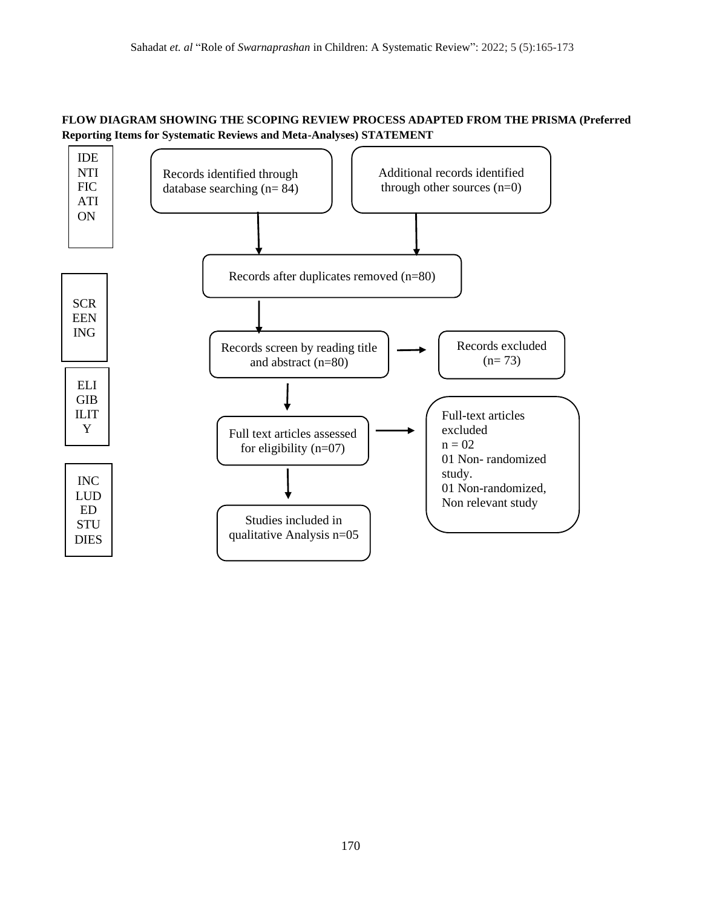**FLOW DIAGRAM SHOWING THE SCOPING REVIEW PROCESS ADAPTED FROM THE PRISMA (Preferred Reporting Items for Systematic Reviews and Meta-Analyses) STATEMENT**

IDENTIFICATION

- Records identified through database searching (n= 84)
- Additional records identified through other sources (n=0)

SCREENING

- Records after duplicates removed (n=80)
- Records screen by reading title and abstract (n=80)
- Records excluded (n= 73)

ELIGIBILITY

- Full text articles assessed for eligibility (n=07)
- Full-text articles excluded
  n = 02
  01 Non- randomized study.
  01 Non-randomized, Non relevant study

INCLUDED STUDIES

- Studies included in qualitative Analysis n=05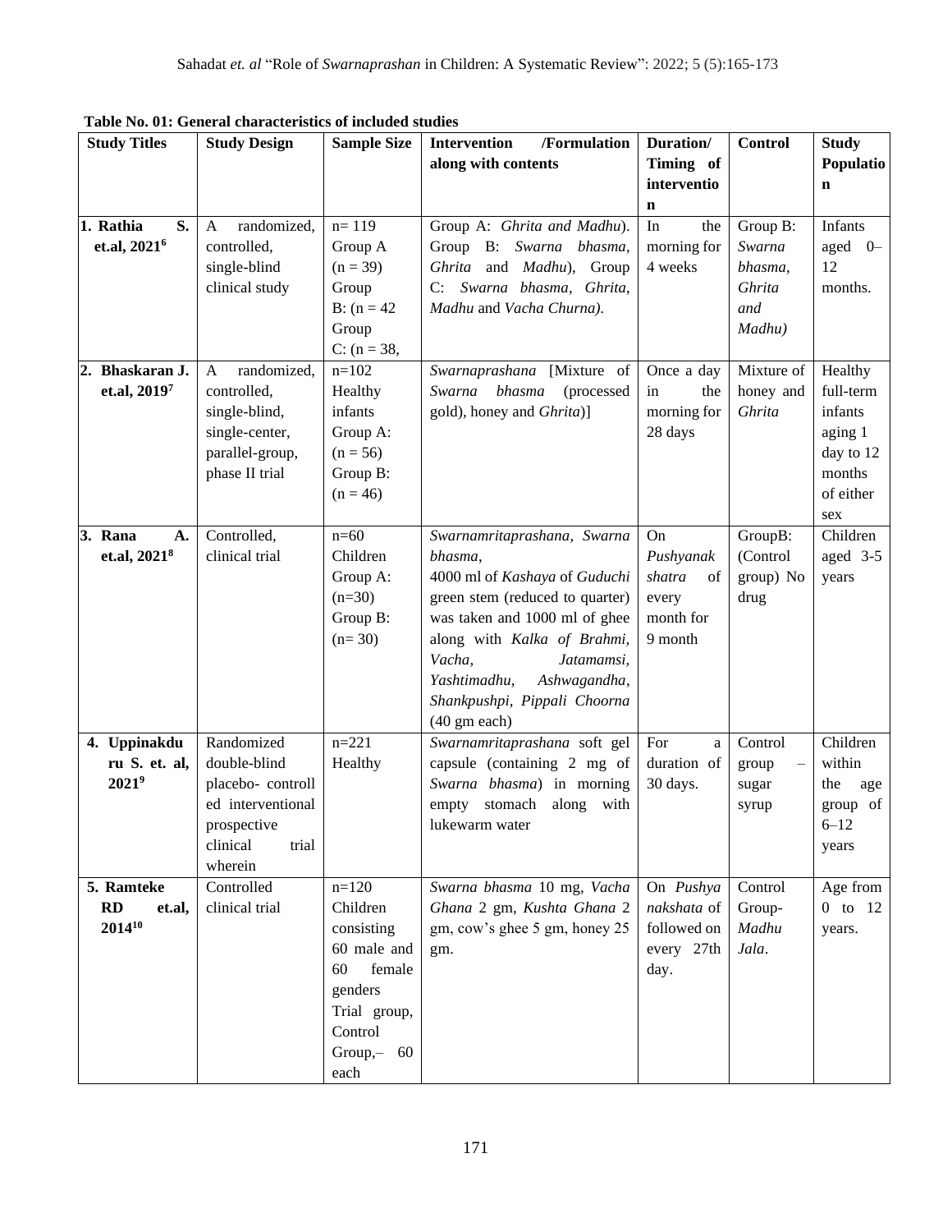**Table No. 01: General characteristics of included studies**

| Study Titles | Study Design | Sample Size | Intervention /Formulation along with contents | Duration/ Timing of intervention | Control | Study Population |
|---|---|---|---|---|---|---|
| 1. Rathia S. et.al, 2021[6] | A randomized, controlled, single-blind clinical study | n= 119 Group A (n = 39) Group B: (n = 42 Group C: (n = 38, | Group A: *Ghrita and Madhu*). Group B: *Swarna bhasma*, *Ghrita* and *Madhu*), Group C: *Swarna bhasma*, *Ghrita*, *Madhu* and *Vacha Churna).* | In the morning for 4 weeks | Group B: *Swarna bhasma*, *Ghrita and Madhu)* | Infants aged 0–12 months. |
| 2. Bhaskaran J. et.al, 2019[7] | A randomized, controlled, single-blind, single-center, parallel-group, phase II trial | n=102 Healthy infants Group A: (n = 56) Group B: (n = 46) | *Swarnaprashana* [Mixture of *Swarna bhasma* (processed gold), honey and *Ghrita*)] | Once a day in the morning for 28 days | Mixture of honey and *Ghrita* | Healthy full-term infants aging 1 day to 12 months of either sex |
| 3. Rana A. et.al, 2021[8] | Controlled, clinical trial | n=60 Children Group A: (n=30) Group B: (n= 30) | *Swarnamritaprashana*, *Swarna bhasma*, 4000 ml of *Kashaya* of *Guduchi* green stem (reduced to quarter) was taken and 1000 ml of ghee along with *Kalka of Brahmi*, *Vacha*, *Jatamamsi*, *Yashtimadhu*, *Ashwagandha*, *Shankpushpi, Pippali Choorna* (40 gm each) | On *Pushyanak shatra* of every month for 9 month | GroupB: (Control group) No drug | Children aged 3-5 years |
| 4. Uppinakduru S. et. al, 2021[9] | Randomized double-blind placebo- controlled interventional prospective clinical trial wherein | n=221 Healthy | *Swarnamritaprashana* soft gel capsule (containing 2 mg of *Swarna bhasma*) in morning empty stomach along with lukewarm water | For a duration of 30 days. | Control group – sugar syrup | Children within the age group of 6–12 years |
| 5. Ramteke RD et.al, 2014[10] | Controlled clinical trial | n=120 Children consisting 60 male and 60 female genders Trial group, Control Group,– 60 each | *Swarna bhasma* 10 mg, *Vacha Ghana* 2 gm, *Kushta Ghana* 2 gm, cow's ghee 5 gm, honey 25 gm. | On *Pushya nakshata* of followed on every 27th day. | Control Group- *Madhu Jala*. | Age from 0 to 12 years. |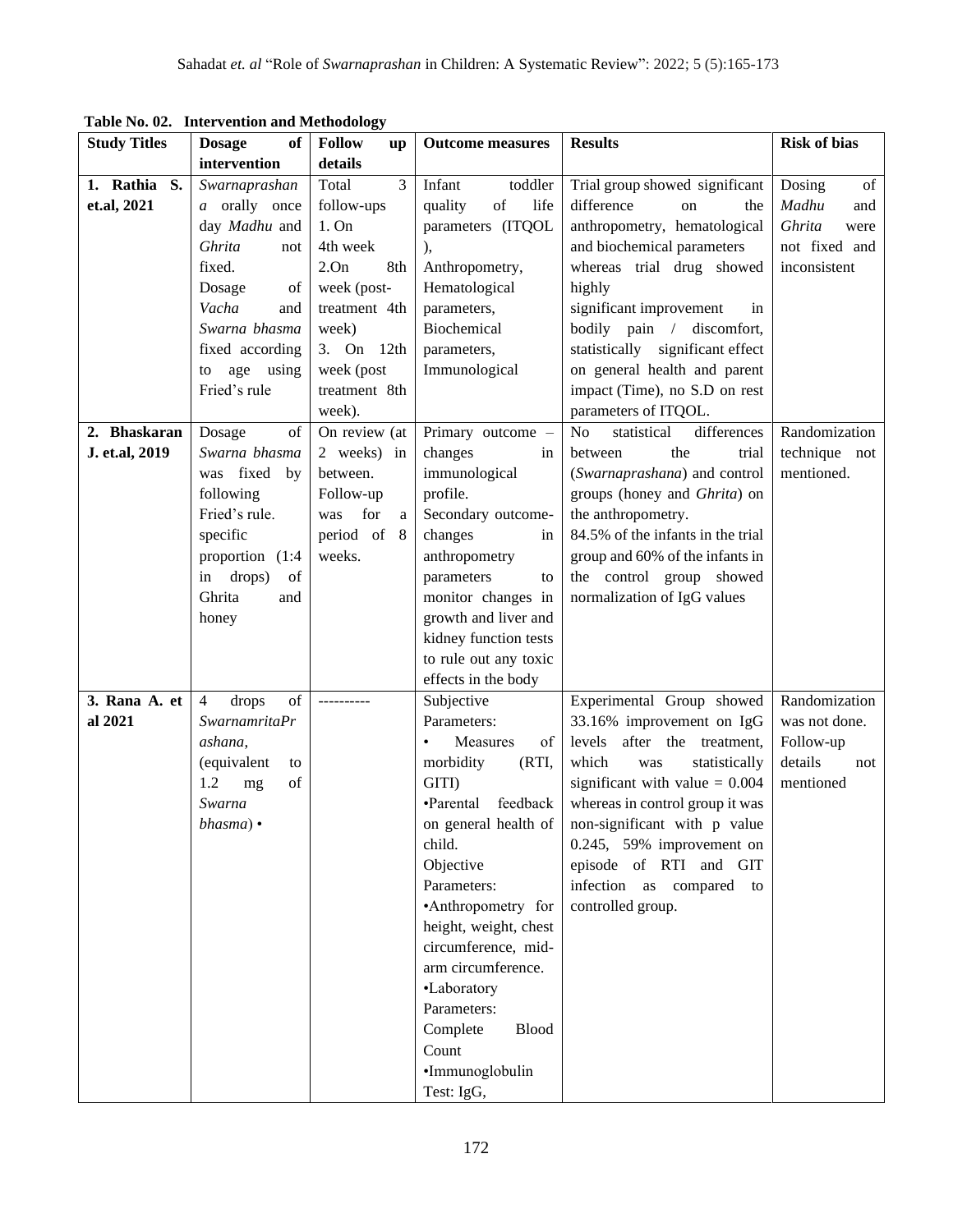**Table No. 02. Intervention and Methodology**

| Study Titles | Dosage of intervention | Follow up details | Outcome measures | Results | Risk of bias |
|---|---|---|---|---|---|
| **1. Rathia S. et.al, 2021** | *Swarnaprashana* orally once day *Madhu* and *Ghrita* not fixed. Dosage of *Vacha* and *Swarna bhasma* fixed according to age using Fried's rule | Total 3 follow-ups 1. On 4th week 2.On 8th week (post-treatment 4th week) 3. On 12th week (post treatment 8th week). | Infant toddler quality of life parameters (ITQOL), Anthropometry, Hematological parameters, Biochemical parameters, Immunological | Trial group showed significant difference on the anthropometry, hematological and biochemical parameters whereas trial drug showed highly significant improvement in bodily pain / discomfort, statistically significant effect on general health and parent impact (Time), no S.D on rest parameters of ITQOL. | Dosing of *Madhu* and *Ghrita* were not fixed and inconsistent |
| **2. Bhaskaran J. et.al, 2019** | Dosage of *Swarna bhasma* was fixed by following Fried's rule. specific proportion (1:4 in drops) of Ghrita and honey | On review (at 2 weeks) in between. Follow-up was for a period of 8 weeks. | Primary outcome – changes in immunological profile. Secondary outcome- changes in anthropometry parameters to monitor changes in growth and liver and kidney function tests to rule out any toxic effects in the body | No statistical differences between the trial (*Swarnaprashana*) and control groups (honey and *Ghrita*) on the anthropometry. 84.5% of the infants in the trial group and 60% of the infants in the control group showed normalization of IgG values | Randomization technique not mentioned. |
| **3. Rana A. et al 2021** | 4 drops of *SwarnamritaPrashana*, (equivalent to 1.2 mg of *Swarna bhasma*) • | ---------- | Subjective Parameters: • Measures of morbidity (RTI, GITI) •Parental feedback on general health of child. Objective Parameters: •Anthropometry for height, weight, chest circumference, mid-arm circumference. •Laboratory Parameters: Complete Blood Count •Immunoglobulin Test: IgG, | Experimental Group showed 33.16% improvement on IgG levels after the treatment, which was statistically significant with value = 0.004 whereas in control group it was non-significant with p value 0.245, 59% improvement on episode of RTI and GIT infection as compared to controlled group. | Randomization was not done. Follow-up details not mentioned |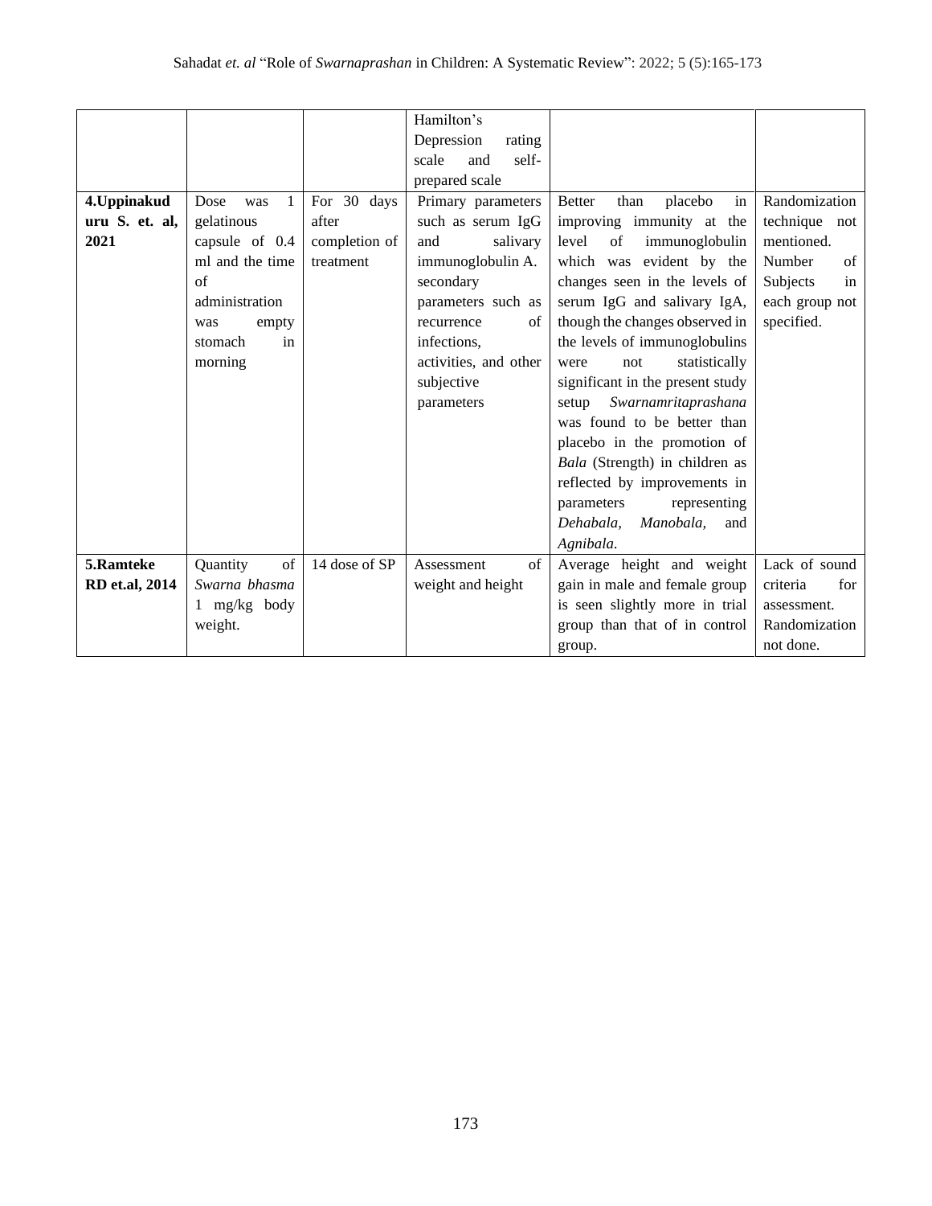| | | | | | |
|---|---|---|---|---|---|
| | | | Hamilton's Depression rating scale and self-prepared scale | | |
| **4.Uppinakuduru S. et. al, 2021** | Dose was 1 gelatinous capsule of 0.4 ml and the time of administration was empty stomach in morning | For 30 days after completion of treatment | Primary parameters such as serum IgG and salivary immunoglobulin A. secondary parameters such as recurrence of infections, activities, and other subjective parameters | Better than placebo in improving immunity at the level of immunoglobulin which was evident by the changes seen in the levels of serum IgG and salivary IgA, though the changes observed in the levels of immunoglobulins were not statistically significant in the present study setup *Swarnamritaprashana* was found to be better than placebo in the promotion of *Bala* (Strength) in children as reflected by improvements in parameters representing *Dehabala, Manobala,* and *Agnibala.* | Randomization technique not mentioned. Number of Subjects in each group not specified. |
| **5.Ramteke RD et.al, 2014** | Quantity of *Swarna bhasma* 1 mg/kg body weight. | 14 dose of SP | Assessment of weight and height | Average height and weight gain in male and female group is seen slightly more in trial group than that of in control group. | Lack of sound criteria for assessment. Randomization not done. |